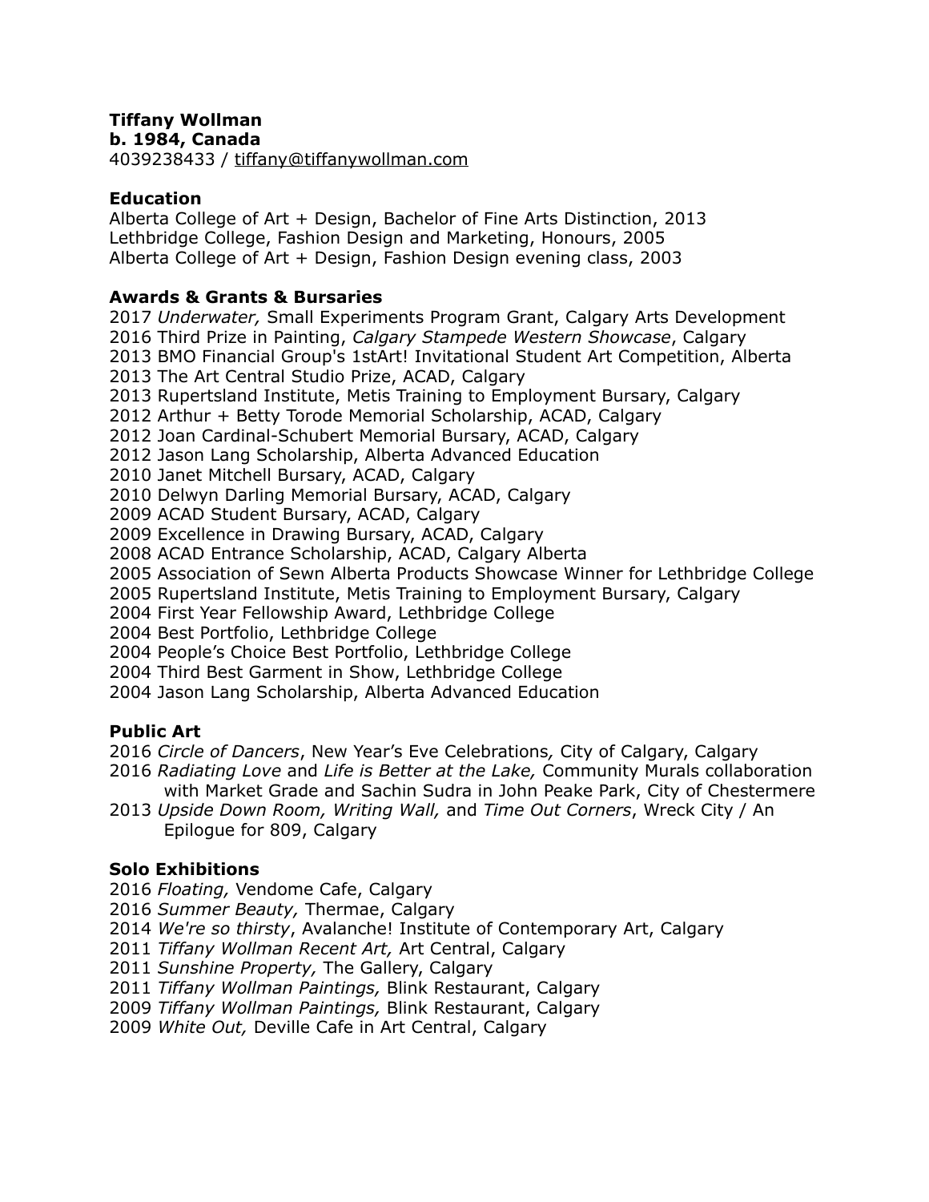**Tiffany Wollman**
**b. 1984, Canada**
4039238433 / tiffany@tiffanywollman.com

## Education

Alberta College of Art + Design, Bachelor of Fine Arts Distinction, 2013
Lethbridge College, Fashion Design and Marketing, Honours, 2005
Alberta College of Art + Design, Fashion Design evening class, 2003

## Awards & Grants & Bursaries

2017 *Underwater,* Small Experiments Program Grant, Calgary Arts Development
2016 Third Prize in Painting, *Calgary Stampede Western Showcase*, Calgary
2013 BMO Financial Group's 1stArt! Invitational Student Art Competition, Alberta
2013 The Art Central Studio Prize, ACAD, Calgary
2013 Rupertsland Institute, Metis Training to Employment Bursary, Calgary
2012 Arthur + Betty Torode Memorial Scholarship, ACAD, Calgary
2012 Joan Cardinal-Schubert Memorial Bursary, ACAD, Calgary
2012 Jason Lang Scholarship, Alberta Advanced Education
2010 Janet Mitchell Bursary, ACAD, Calgary
2010 Delwyn Darling Memorial Bursary, ACAD, Calgary
2009 ACAD Student Bursary, ACAD, Calgary
2009 Excellence in Drawing Bursary, ACAD, Calgary
2008 ACAD Entrance Scholarship, ACAD, Calgary Alberta
2005 Association of Sewn Alberta Products Showcase Winner for Lethbridge College
2005 Rupertsland Institute, Metis Training to Employment Bursary, Calgary
2004 First Year Fellowship Award, Lethbridge College
2004 Best Portfolio, Lethbridge College
2004 People's Choice Best Portfolio, Lethbridge College
2004 Third Best Garment in Show, Lethbridge College
2004 Jason Lang Scholarship, Alberta Advanced Education

## Public Art

2016 *Circle of Dancers*, New Year's Eve Celebrations*,* City of Calgary, Calgary
2016 *Radiating Love* and *Life is Better at the Lake,* Community Murals collaboration with Market Grade and Sachin Sudra in John Peake Park, City of Chestermere
2013 *Upside Down Room, Writing Wall,* and *Time Out Corners*, Wreck City / An Epilogue for 809, Calgary

## Solo Exhibitions

2016 *Floating,* Vendome Cafe, Calgary
2016 *Summer Beauty,* Thermae, Calgary
2014 *We're so thirsty*, Avalanche! Institute of Contemporary Art, Calgary
2011 *Tiffany Wollman Recent Art,* Art Central, Calgary
2011 *Sunshine Property,* The Gallery, Calgary
2011 *Tiffany Wollman Paintings,* Blink Restaurant, Calgary
2009 *Tiffany Wollman Paintings,* Blink Restaurant, Calgary
2009 *White Out,* Deville Cafe in Art Central, Calgary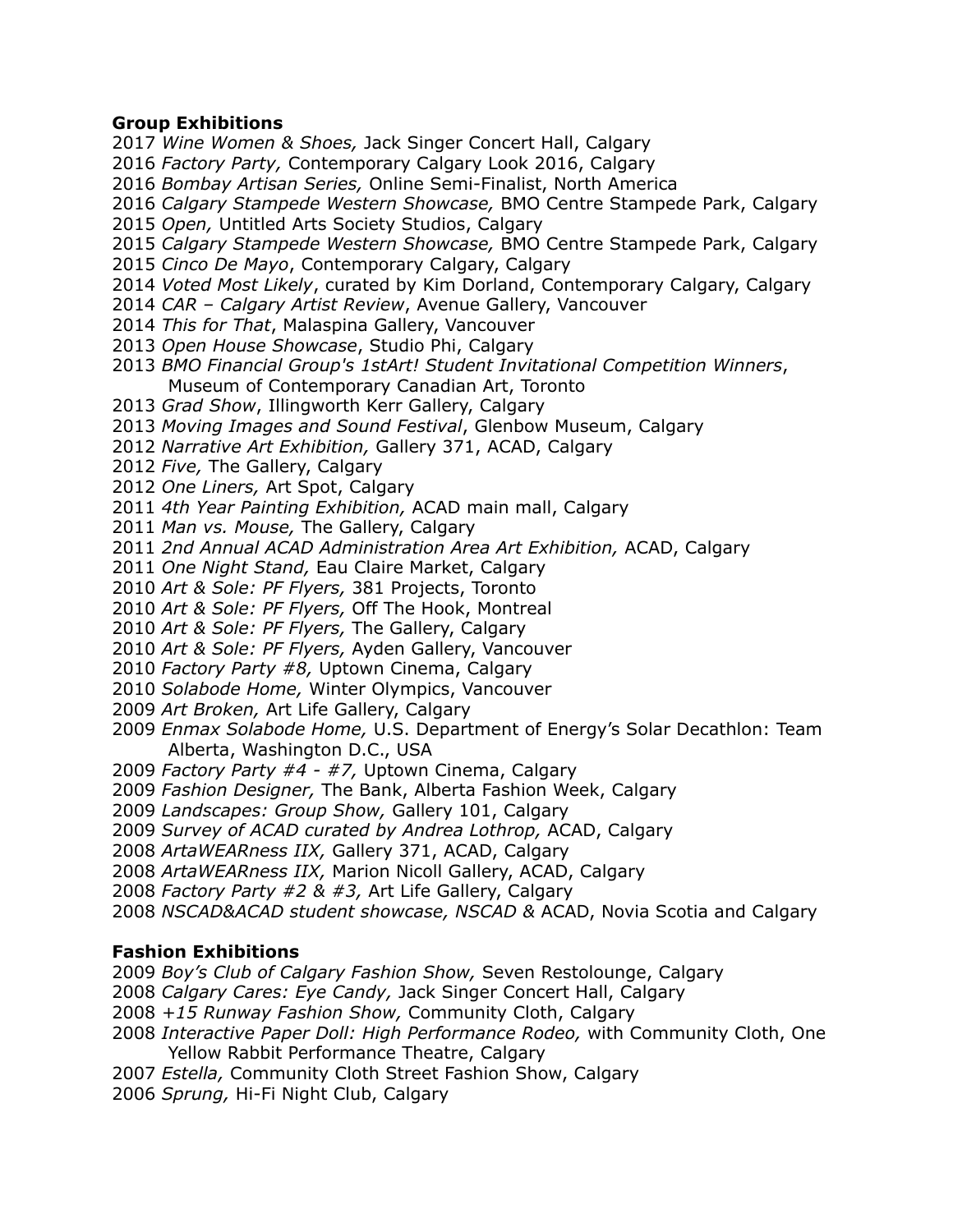**Group Exhibitions**

2017 *Wine Women & Shoes,* Jack Singer Concert Hall, Calgary
2016 *Factory Party,* Contemporary Calgary Look 2016, Calgary
2016 *Bombay Artisan Series,* Online Semi-Finalist, North America
2016 *Calgary Stampede Western Showcase,* BMO Centre Stampede Park, Calgary
2015 *Open,* Untitled Arts Society Studios, Calgary
2015 *Calgary Stampede Western Showcase,* BMO Centre Stampede Park, Calgary
2015 *Cinco De Mayo*, Contemporary Calgary, Calgary
2014 *Voted Most Likely*, curated by Kim Dorland, Contemporary Calgary, Calgary
2014 *CAR – Calgary Artist Review*, Avenue Gallery, Vancouver
2014 *This for That*, Malaspina Gallery, Vancouver
2013 *Open House Showcase*, Studio Phi, Calgary
2013 *BMO Financial Group's 1stArt! Student Invitational Competition Winners*, Museum of Contemporary Canadian Art, Toronto
2013 *Grad Show*, Illingworth Kerr Gallery, Calgary
2013 *Moving Images and Sound Festival*, Glenbow Museum, Calgary
2012 *Narrative Art Exhibition,* Gallery 371, ACAD, Calgary
2012 *Five,* The Gallery, Calgary
2012 *One Liners,* Art Spot, Calgary
2011 *4th Year Painting Exhibition,* ACAD main mall, Calgary
2011 *Man vs. Mouse,* The Gallery, Calgary
2011 *2nd Annual ACAD Administration Area Art Exhibition,* ACAD, Calgary
2011 *One Night Stand,* Eau Claire Market, Calgary
2010 *Art & Sole: PF Flyers,* 381 Projects, Toronto
2010 *Art & Sole: PF Flyers,* Off The Hook, Montreal
2010 *Art & Sole: PF Flyers,* The Gallery, Calgary
2010 *Art & Sole: PF Flyers,* Ayden Gallery, Vancouver
2010 *Factory Party #8,* Uptown Cinema, Calgary
2010 *Solabode Home,* Winter Olympics, Vancouver
2009 *Art Broken,* Art Life Gallery, Calgary
2009 *Enmax Solabode Home,* U.S. Department of Energy's Solar Decathlon: Team Alberta, Washington D.C., USA
2009 *Factory Party #4 - #7,* Uptown Cinema, Calgary
2009 *Fashion Designer,* The Bank, Alberta Fashion Week, Calgary
2009 *Landscapes: Group Show,* Gallery 101, Calgary
2009 *Survey of ACAD curated by Andrea Lothrop,* ACAD, Calgary
2008 *ArtaWEARness IIX,* Gallery 371, ACAD, Calgary
2008 *ArtaWEARness IIX,* Marion Nicoll Gallery, ACAD, Calgary
2008 *Factory Party #2 & #3,* Art Life Gallery, Calgary
2008 *NSCAD&ACAD student showcase, NSCAD &* ACAD, Novia Scotia and Calgary

**Fashion Exhibitions**

2009 *Boy's Club of Calgary Fashion Show,* Seven Restolounge, Calgary
2008 *Calgary Cares: Eye Candy,* Jack Singer Concert Hall, Calgary
2008 *+15 Runway Fashion Show,* Community Cloth, Calgary
2008 *Interactive Paper Doll: High Performance Rodeo,* with Community Cloth, One Yellow Rabbit Performance Theatre, Calgary
2007 *Estella,* Community Cloth Street Fashion Show, Calgary
2006 *Sprung,* Hi-Fi Night Club, Calgary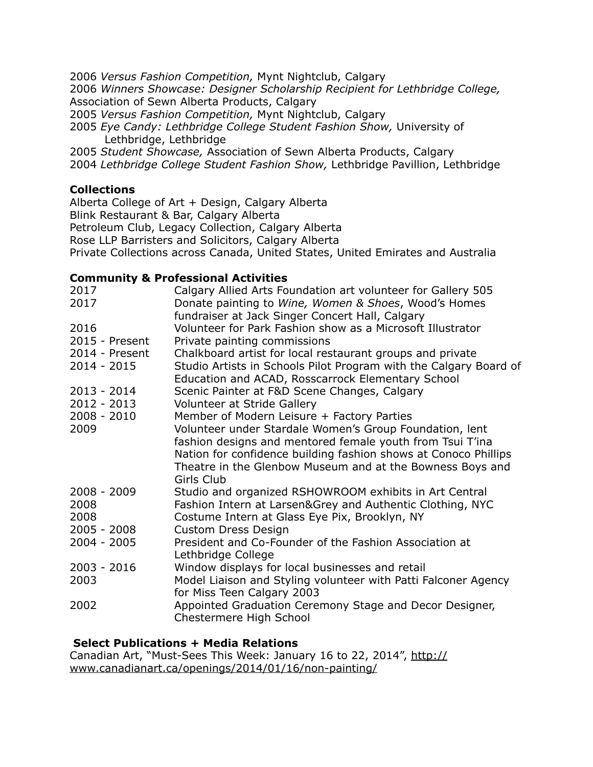2006 *Versus Fashion Competition,* Mynt Nightclub, Calgary
2006 *Winners Showcase: Designer Scholarship Recipient for Lethbridge College,* Association of Sewn Alberta Products, Calgary
2005 *Versus Fashion Competition,* Mynt Nightclub, Calgary
2005 *Eye Candy: Lethbridge College Student Fashion Show,* University of Lethbridge, Lethbridge
2005 *Student Showcase,* Association of Sewn Alberta Products, Calgary
2004 *Lethbridge College Student Fashion Show,* Lethbridge Pavillion, Lethbridge

**Collections**

Alberta College of Art + Design, Calgary Alberta
Blink Restaurant & Bar, Calgary Alberta
Petroleum Club, Legacy Collection, Calgary Alberta
Rose LLP Barristers and Solicitors, Calgary Alberta
Private Collections across Canada, United States, United Emirates and Australia

**Community & Professional Activities**

| | |
|---|---|
| 2017 | Calgary Allied Arts Foundation art volunteer for Gallery 505 |
| 2017 | Donate painting to *Wine, Women & Shoes*, Wood's Homes fundraiser at Jack Singer Concert Hall, Calgary |
| 2016 | Volunteer for Park Fashion show as a Microsoft Illustrator |
| 2015 - Present | Private painting commissions |
| 2014 - Present | Chalkboard artist for local restaurant groups and private |
| 2014 - 2015 | Studio Artists in Schools Pilot Program with the Calgary Board of Education and ACAD, Rosscarrock Elementary School |
| 2013 - 2014 | Scenic Painter at F&D Scene Changes, Calgary |
| 2012 - 2013 | Volunteer at Stride Gallery |
| 2008 - 2010 | Member of Modern Leisure + Factory Parties |
| 2009 | Volunteer under Stardale Women's Group Foundation, lent fashion designs and mentored female youth from Tsui T'ina Nation for confidence building fashion shows at Conoco Phillips Theatre in the Glenbow Museum and at the Bowness Boys and Girls Club |
| 2008 - 2009 | Studio and organized RSHOWROOM exhibits in Art Central |
| 2008 | Fashion Intern at Larsen&Grey and Authentic Clothing, NYC |
| 2008 | Costume Intern at Glass Eye Pix, Brooklyn, NY |
| 2005 - 2008 | Custom Dress Design |
| 2004 - 2005 | President and Co-Founder of the Fashion Association at Lethbridge College |
| 2003 - 2016 | Window displays for local businesses and retail |
| 2003 | Model Liaison and Styling volunteer with Patti Falconer Agency for Miss Teen Calgary 2003 |
| 2002 | Appointed Graduation Ceremony Stage and Decor Designer, Chestermere High School |

**Select Publications + Media Relations**

Canadian Art, "Must-Sees This Week: January 16 to 22, 2014", http://www.canadianart.ca/openings/2014/01/16/non-painting/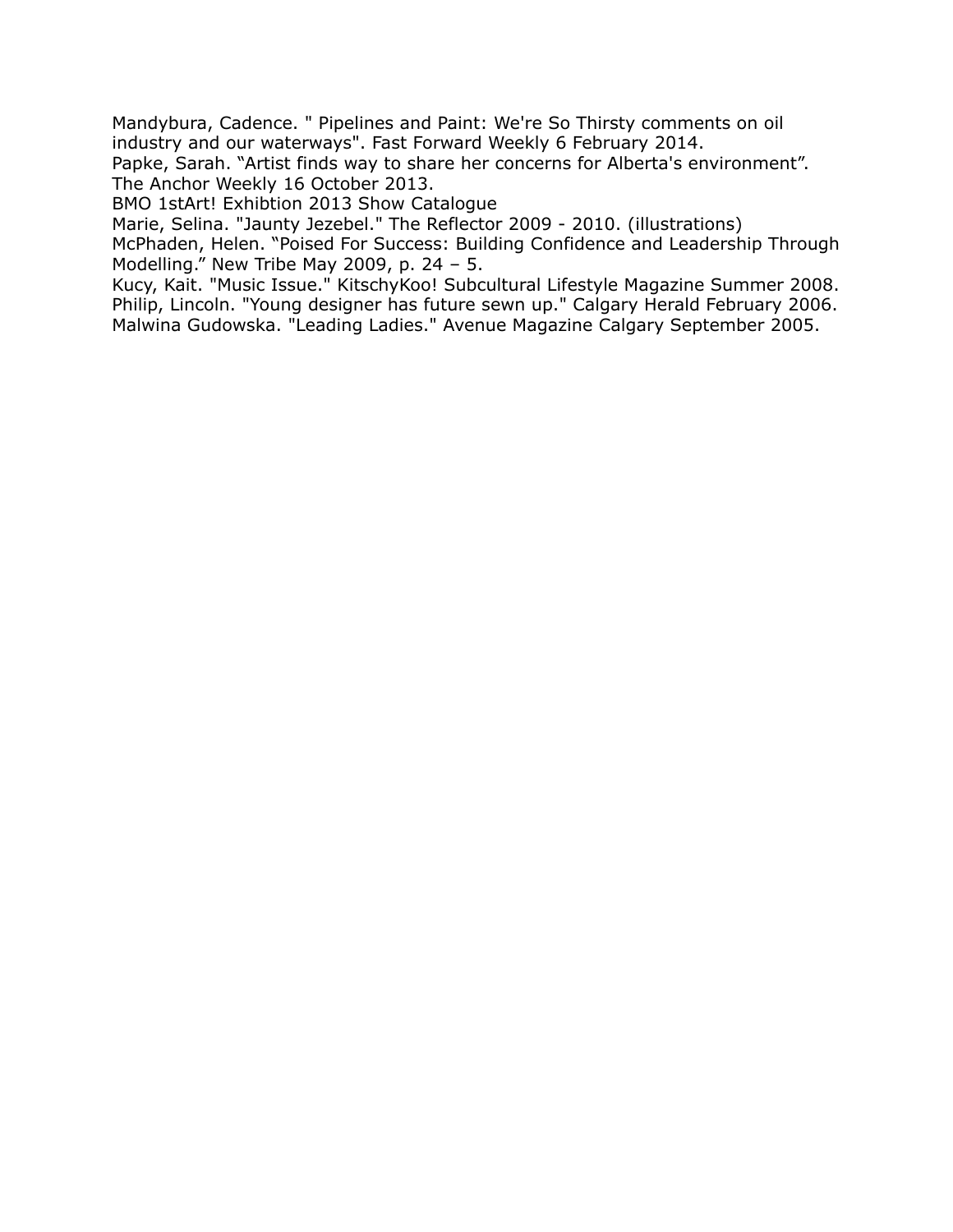Mandybura, Cadence. " Pipelines and Paint: We're So Thirsty comments on oil industry and our waterways". Fast Forward Weekly 6 February 2014.

Papke, Sarah. "Artist finds way to share her concerns for Alberta's environment". The Anchor Weekly 16 October 2013.

BMO 1stArt! Exhibtion 2013 Show Catalogue

Marie, Selina. "Jaunty Jezebel." The Reflector 2009 - 2010. (illustrations)

McPhaden, Helen. "Poised For Success: Building Confidence and Leadership Through Modelling." New Tribe May 2009, p. 24 – 5.

Kucy, Kait. "Music Issue." KitschyKoo! Subcultural Lifestyle Magazine Summer 2008.

Philip, Lincoln. "Young designer has future sewn up." Calgary Herald February 2006.

Malwina Gudowska. "Leading Ladies." Avenue Magazine Calgary September 2005.